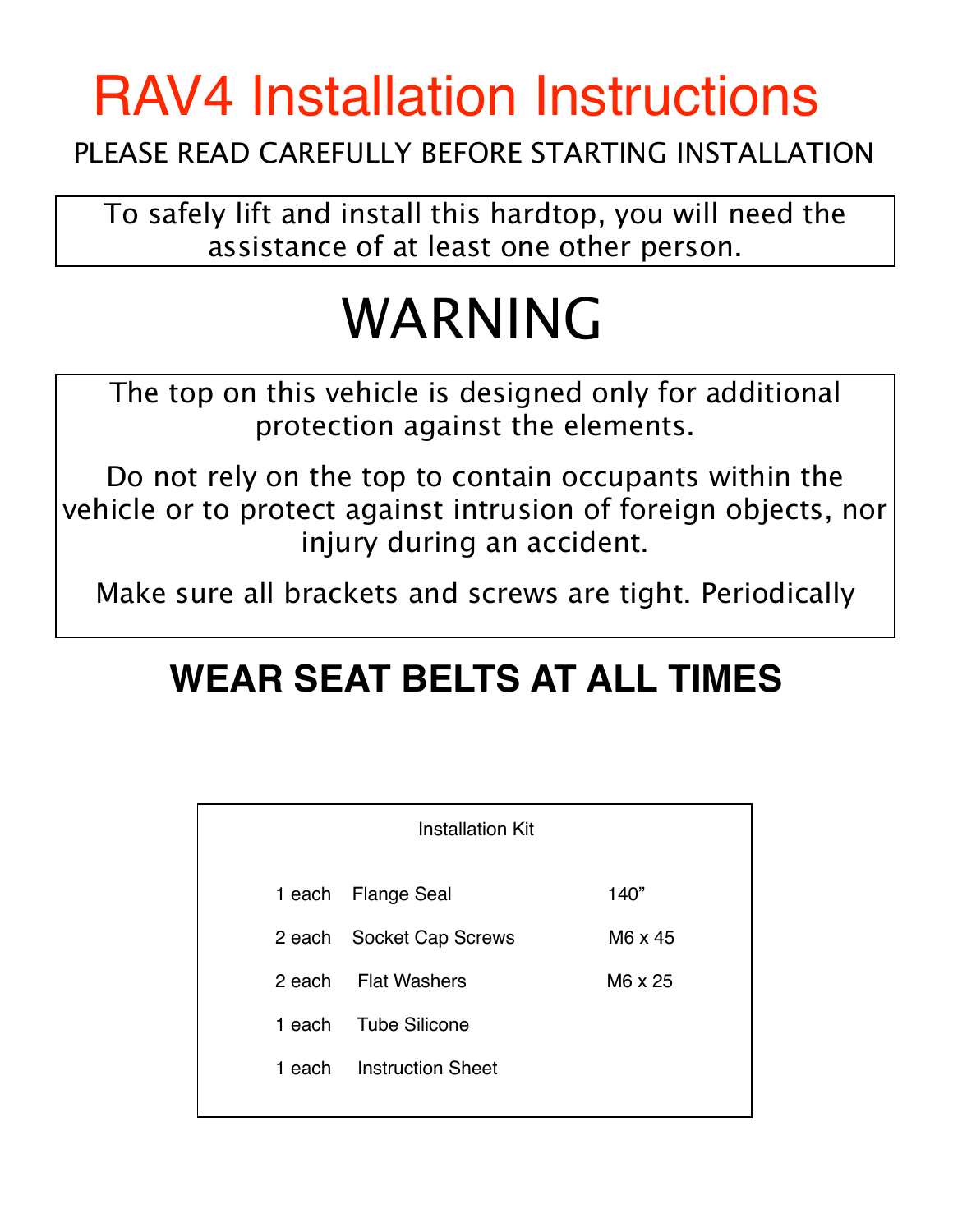# RAV4 Installation Instructions

PLEASE READ CAREFULLY BEFORE STARTING INSTALLATION

To safely lift and install this hardtop, you will need the assistance of at least one other person.

# WARNING

The top on this vehicle is designed only for additional protection against the elements.

Do not rely on the top to contain occupants within the vehicle or to protect against intrusion of foreign objects, nor injury during an accident.

Make sure all brackets and screws are tight. Periodically

## WEAR SEAT BELTS AT ALL TIMES

Installation Kit

| | | |
|---|---|---|
| 1 each | Flange Seal | 140” |
| 2 each | Socket Cap Screws | M6 x 45 |
| 2 each | Flat Washers | M6 x 25 |
| 1 each | Tube Silicone | |
| 1 each | Instruction Sheet | |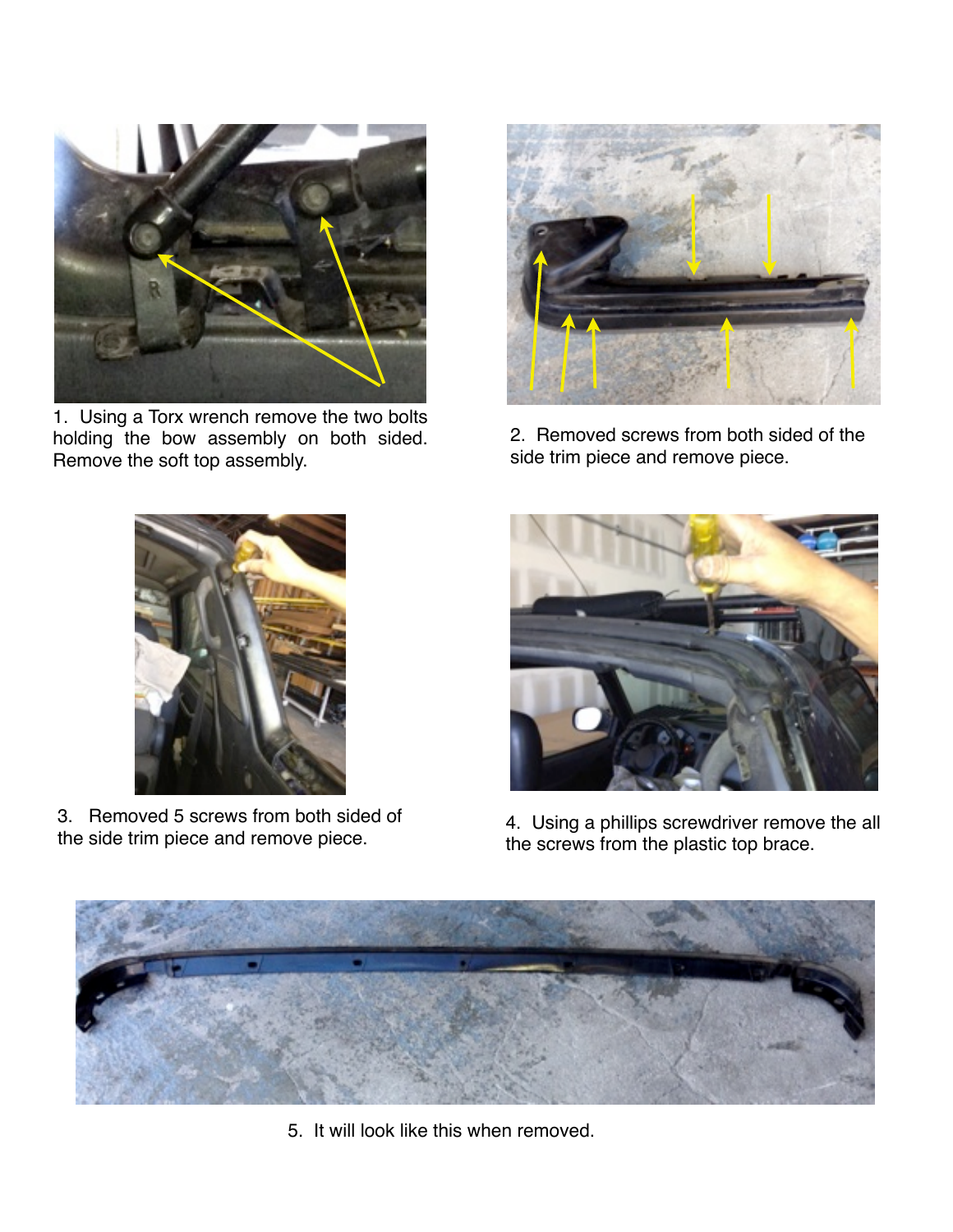1. Using a Torx wrench remove the two bolts holding the bow assembly on both sided. Remove the soft top assembly.

2. Removed screws from both sided of the side trim piece and remove piece.

3. Removed 5 screws from both sided of the side trim piece and remove piece.

4. Using a phillips screwdriver remove the all the screws from the plastic top brace.

5. It will look like this when removed.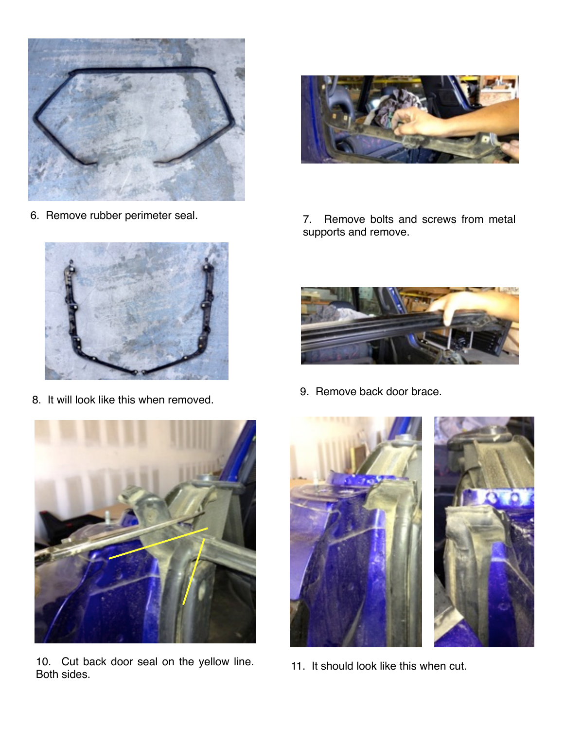6. Remove rubber perimeter seal.

7. Remove bolts and screws from metal supports and remove.

8. It will look like this when removed.

9. Remove back door brace.

10. Cut back door seal on the yellow line. Both sides.

11. It should look like this when cut.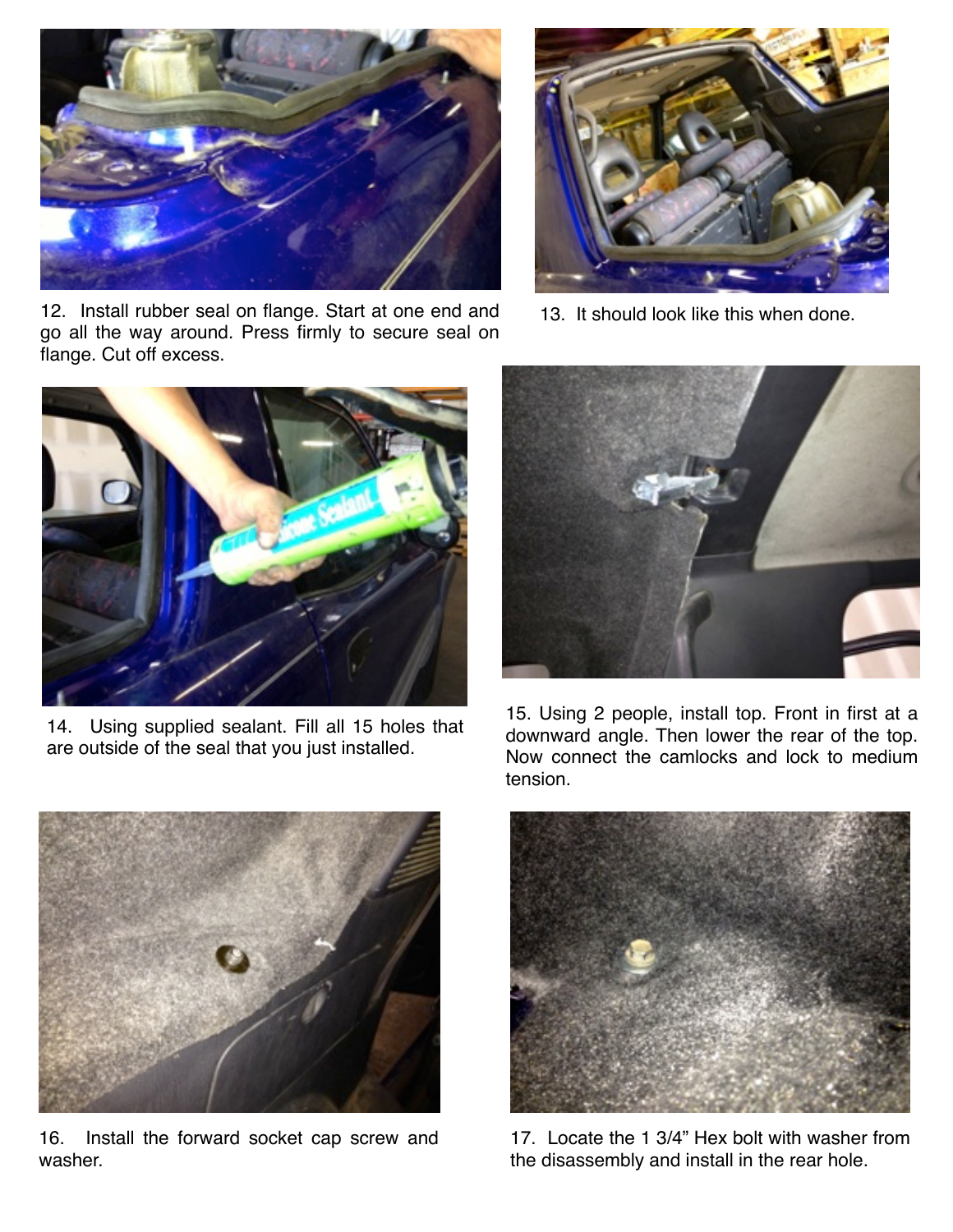12. Install rubber seal on flange. Start at one end and go all the way around. Press firmly to secure seal on flange. Cut off excess.

13. It should look like this when done.

14. Using supplied sealant. Fill all 15 holes that are outside of the seal that you just installed.

15. Using 2 people, install top. Front in first at a downward angle. Then lower the rear of the top. Now connect the camlocks and lock to medium tension.

16. Install the forward socket cap screw and washer.

17. Locate the 1 3/4" Hex bolt with washer from the disassembly and install in the rear hole.